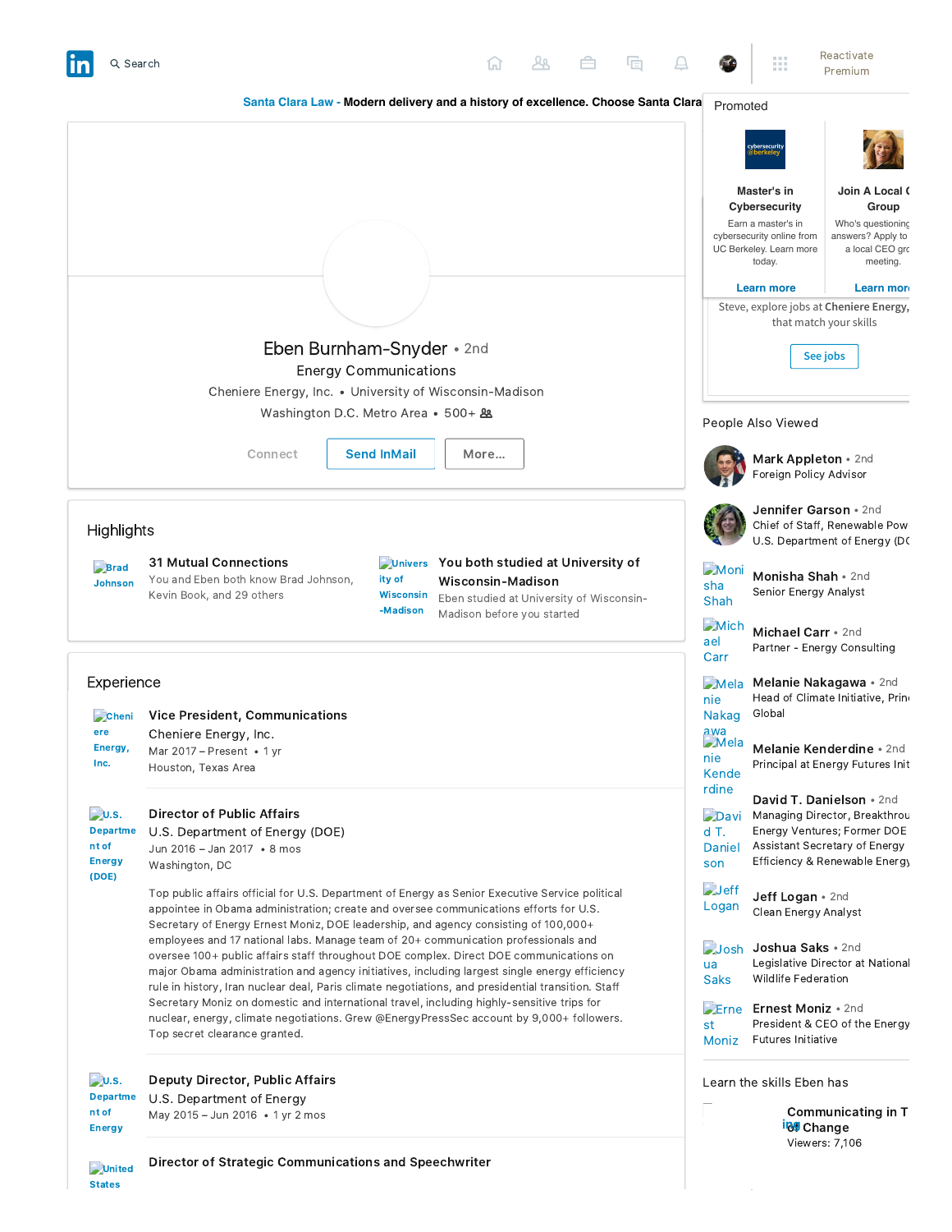Search

Reactivate Premium

**Santa Clara Law** - **Modern delivery and a history of excellence. Choose Santa Clara**

# Eben Burnham-Snyder • 2nd

Energy Communications

Cheniere Energy, Inc. • University of Wisconsin-Madison

Washington D.C. Metro Area • 500+

Connect | Send InMail | More...

## Highlights

**31 Mutual Connections**
You and Eben both know Brad Johnson, Kevin Book, and 29 others

**You both studied at University of Wisconsin-Madison**
Eben studied at University of Wisconsin-Madison before you started

## Experience

**Vice President, Communications**
Cheniere Energy, Inc.
Mar 2017 – Present • 1 yr
Houston, Texas Area

**Director of Public Affairs**
U.S. Department of Energy (DOE)
Jun 2016 – Jan 2017 • 8 mos
Washington, DC

Top public affairs official for U.S. Department of Energy as Senior Executive Service political appointee in Obama administration; create and oversee communications efforts for U.S. Secretary of Energy Ernest Moniz, DOE leadership, and agency consisting of 100,000+ employees and 17 national labs. Manage team of 20+ communication professionals and oversee 100+ public affairs staff throughout DOE complex. Direct DOE communications on major Obama administration and agency initiatives, including largest single energy efficiency rule in history, Iran nuclear deal, Paris climate negotiations, and presidential transition. Staff Secretary Moniz on domestic and international travel, including highly-sensitive trips for nuclear, energy, climate negotiations. Grew @EnergyPressSec account by 9,000+ followers. Top secret clearance granted.

**Deputy Director, Public Affairs**
U.S. Department of Energy
May 2015 – Jun 2016 • 1 yr 2 mos

**Director of Strategic Communications and Speechwriter**

---

Promoted

**Master's in Cybersecurity**
Earn a master's in cybersecurity online from UC Berkeley. Learn more today.
Learn more

**Join A Local C Group**
Who's questioning answers? Apply to a local CEO gro meeting.
Learn more

Steve, explore jobs at Cheniere Energy, that match your skills

See jobs

### People Also Viewed

- **Mark Appleton** • 2nd — Foreign Policy Advisor
- **Jennifer Garson** • 2nd — Chief of Staff, Renewable Pow U.S. Department of Energy (DO
- **Monisha Shah** • 2nd — Senior Energy Analyst
- **Michael Carr** • 2nd — Partner - Energy Consulting
- **Melanie Nakagawa** • 2nd — Head of Climate Initiative, Prin Global
- **Melanie Kenderdine** • 2nd — Principal at Energy Futures Init
- **David T. Danielson** • 2nd — Managing Director, Breakthrou Energy Ventures; Former DOE Assistant Secretary of Energy Efficiency & Renewable Energy
- **Jeff Logan** • 2nd — Clean Energy Analyst
- **Joshua Saks** • 2nd — Legislative Director at National Wildlife Federation
- **Ernest Moniz** • 2nd — President & CEO of the Energy Futures Initiative

### Learn the skills Eben has

**Communicating in Times of Change**
Viewers: 7,106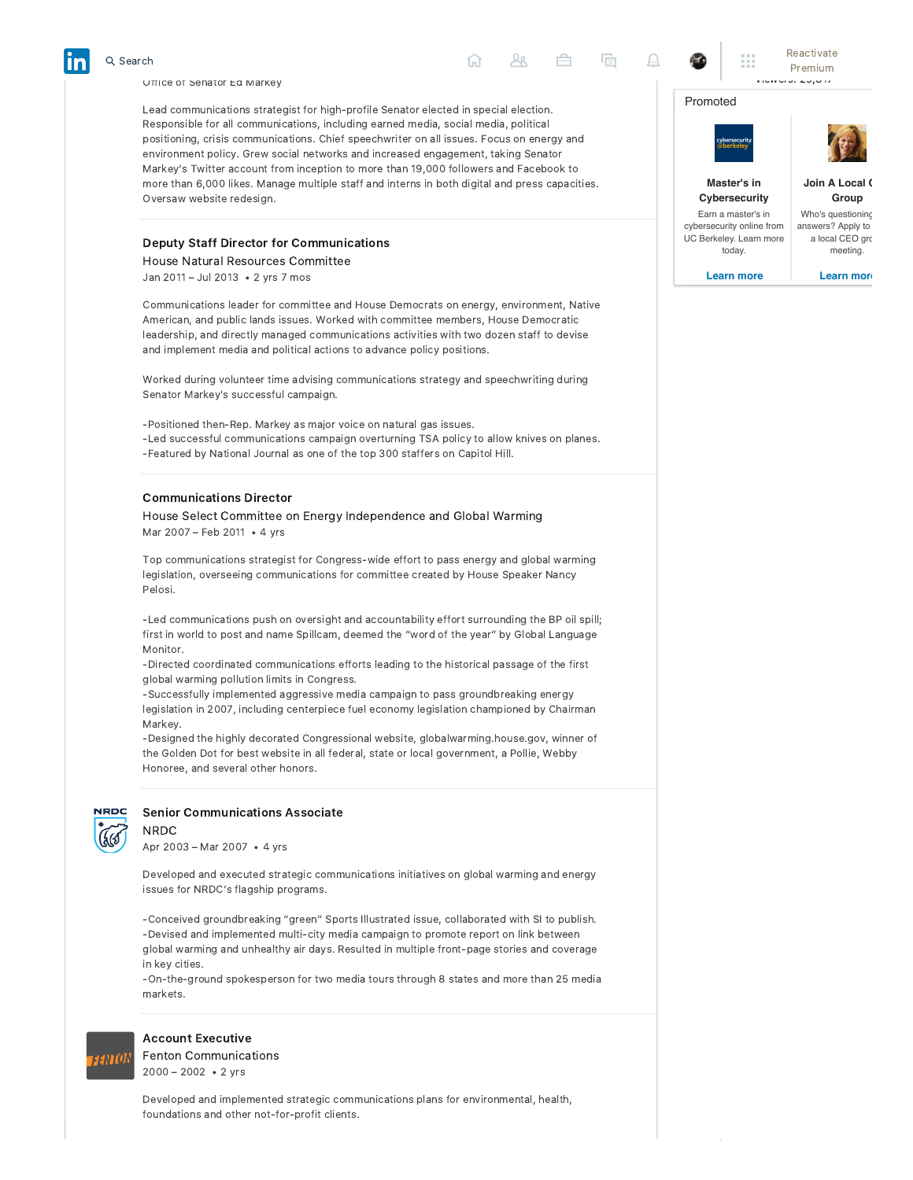Office of Senator Ed Markey

Lead communications strategist for high-profile Senator elected in special election. Responsible for all communications, including earned media, social media, political positioning, crisis communications. Chief speechwriter on all issues. Focus on energy and environment policy. Grew social networks and increased engagement, taking Senator Markey's Twitter account from inception to more than 19,000 followers and Facebook to more than 6,000 likes. Manage multiple staff and interns in both digital and press capacities. Oversaw website redesign.

### Deputy Staff Director for Communications

House Natural Resources Committee

Jan 2011 – Jul 2013 • 2 yrs 7 mos

Communications leader for committee and House Democrats on energy, environment, Native American, and public lands issues. Worked with committee members, House Democratic leadership, and directly managed communications activities with two dozen staff to devise and implement media and political actions to advance policy positions.

Worked during volunteer time advising communications strategy and speechwriting during Senator Markey's successful campaign.

-Positioned then-Rep. Markey as major voice on natural gas issues.
-Led successful communications campaign overturning TSA policy to allow knives on planes.
-Featured by National Journal as one of the top 300 staffers on Capitol Hill.

### Communications Director

House Select Committee on Energy Independence and Global Warming

Mar 2007 – Feb 2011 • 4 yrs

Top communications strategist for Congress-wide effort to pass energy and global warming legislation, overseeing communications for committee created by House Speaker Nancy Pelosi.

-Led communications push on oversight and accountability effort surrounding the BP oil spill; first in world to post and name Spillcam, deemed the "word of the year" by Global Language Monitor.
-Directed coordinated communications efforts leading to the historical passage of the first global warming pollution limits in Congress.
-Successfully implemented aggressive media campaign to pass groundbreaking energy legislation in 2007, including centerpiece fuel economy legislation championed by Chairman Markey.
-Designed the highly decorated Congressional website, globalwarming.house.gov, winner of the Golden Dot for best website in all federal, state or local government, a Pollie, Webby Honoree, and several other honors.

### Senior Communications Associate

NRDC

Apr 2003 – Mar 2007 • 4 yrs

Developed and executed strategic communications initiatives on global warming and energy issues for NRDC's flagship programs.

-Conceived groundbreaking "green" Sports Illustrated issue, collaborated with SI to publish.
-Devised and implemented multi-city media campaign to promote report on link between global warming and unhealthy air days. Resulted in multiple front-page stories and coverage in key cities.
-On-the-ground spokesperson for two media tours through 8 states and more than 25 media markets.

### Account Executive

Fenton Communications

2000 – 2002 • 2 yrs

Developed and implemented strategic communications plans for environmental, health, foundations and other not-for-profit clients.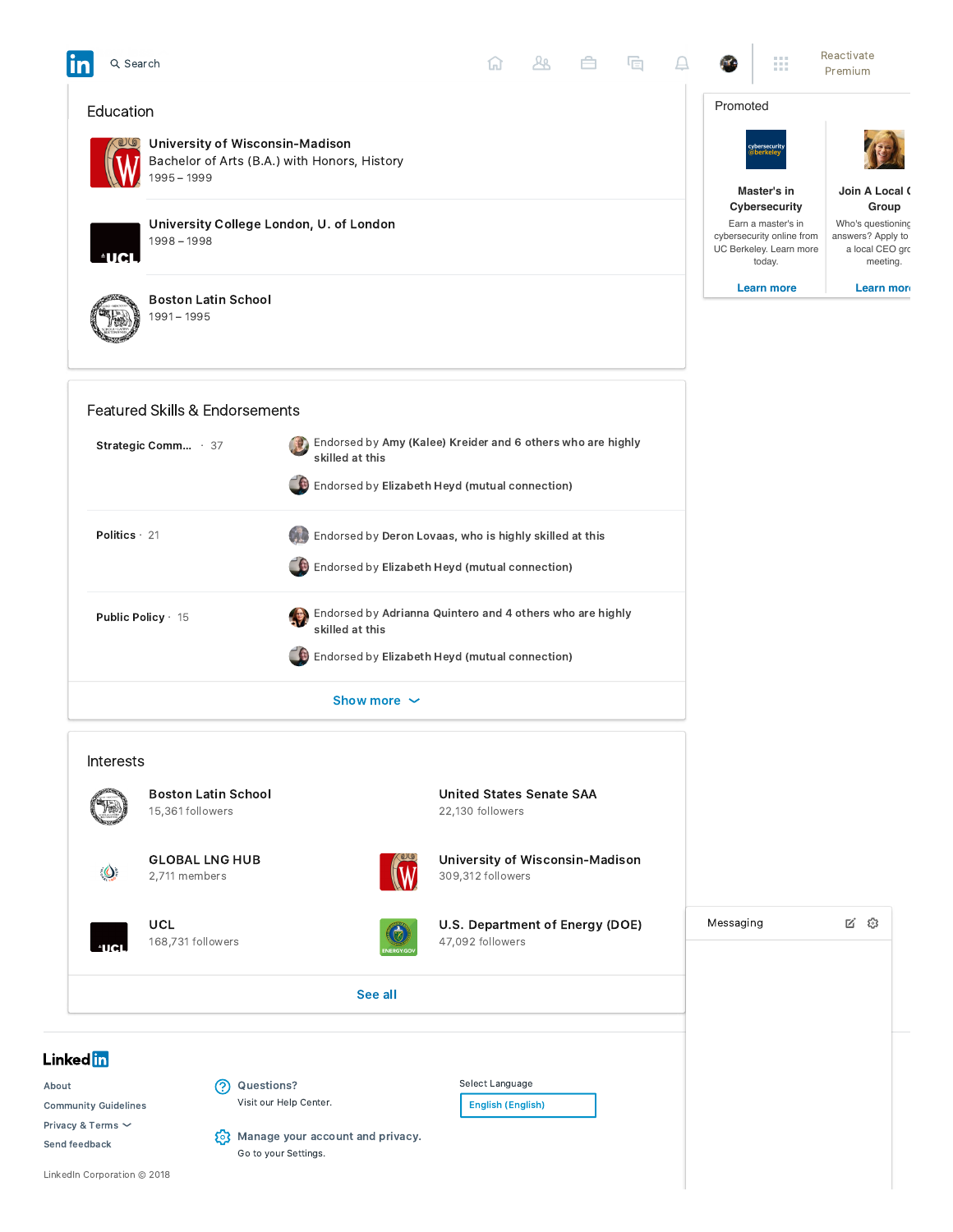Search

Reactivate Premium

## Education

**University of Wisconsin-Madison**
Bachelor of Arts (B.A.) with Honors, History
1995 – 1999

**University College London, U. of London**
1998 – 1998

**Boston Latin School**
1991 – 1995

## Featured Skills & Endorsements

**Strategic Comm...** · 37
Endorsed by Amy (Kalee) Kreider and 6 others who are highly skilled at this
Endorsed by Elizabeth Heyd (mutual connection)

**Politics** · 21
Endorsed by Deron Lovaas, who is highly skilled at this
Endorsed by Elizabeth Heyd (mutual connection)

**Public Policy** · 15
Endorsed by Adrianna Quintero and 4 others who are highly skilled at this
Endorsed by Elizabeth Heyd (mutual connection)

Show more

## Interests

**Boston Latin School**
15,361 followers

**United States Senate SAA**
22,130 followers

**GLOBAL LNG HUB**
2,711 members

**University of Wisconsin-Madison**
309,312 followers

**UCL**
168,731 followers

**U.S. Department of Energy (DOE)**
47,092 followers

See all

Promoted

**Master's in Cybersecurity**
Earn a master's in cybersecurity online from UC Berkeley. Learn more today.
Learn more

**Join A Local C Group**
Who's questioning answers? Apply to a local CEO gro meeting.
Learn more

Messaging

LinkedIn

About
Community Guidelines
Privacy & Terms
Send feedback

Questions?
Visit our Help Center.

Manage your account and privacy.
Go to your Settings.

Select Language
English (English)

LinkedIn Corporation © 2018